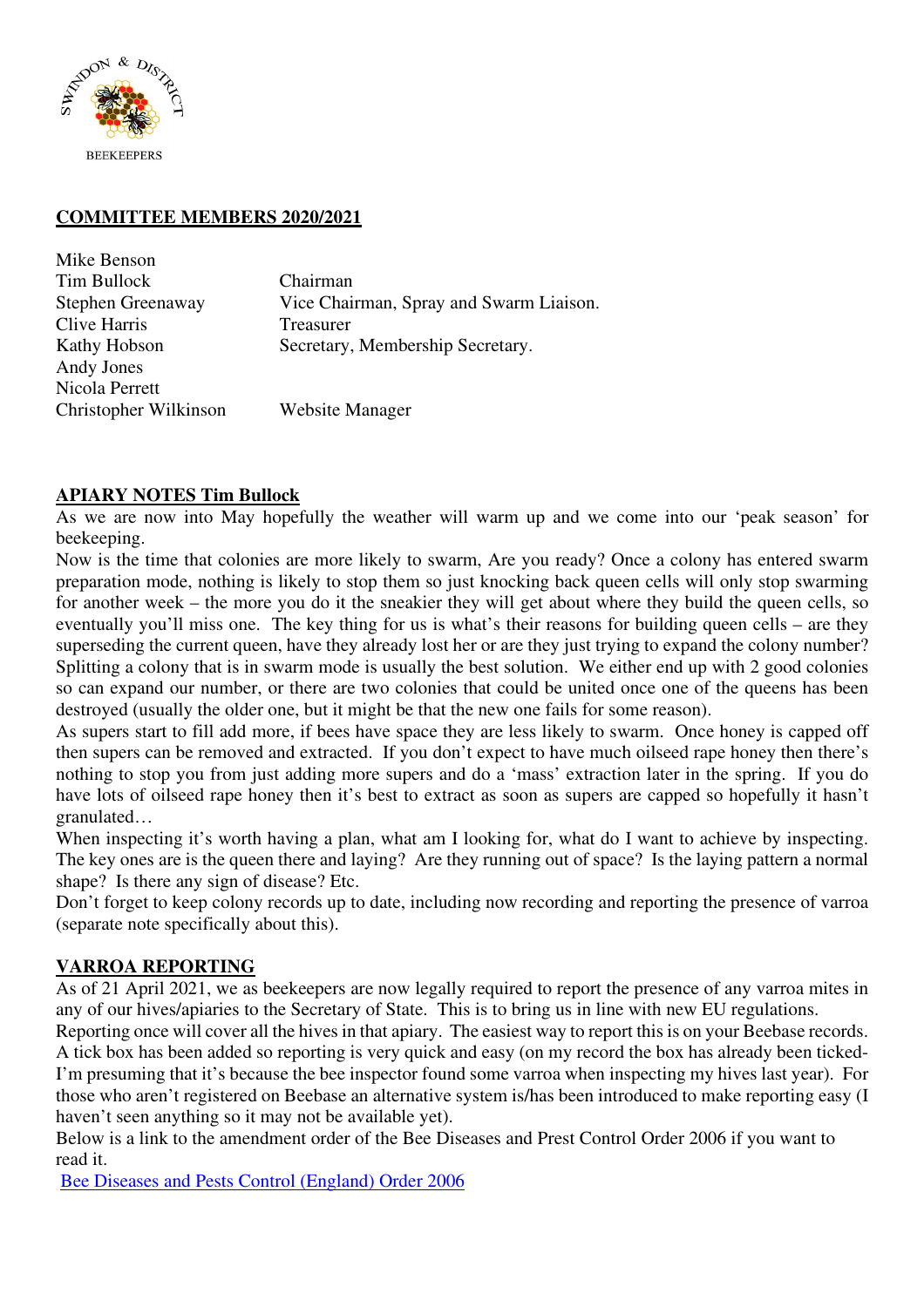SWINDON & DISTRICT BEEKEEPERS

## COMMITTEE MEMBERS 2020/2021

| | |
|---|---|
| Mike Benson | |
| Tim Bullock | Chairman |
| Stephen Greenaway | Vice Chairman, Spray and Swarm Liaison. |
| Clive Harris | Treasurer |
| Kathy Hobson | Secretary, Membership Secretary. |
| Andy Jones | |
| Nicola Perrett | |
| Christopher Wilkinson | Website Manager |

## APIARY NOTES Tim Bullock

As we are now into May hopefully the weather will warm up and we come into our 'peak season' for beekeeping.

Now is the time that colonies are more likely to swarm, Are you ready? Once a colony has entered swarm preparation mode, nothing is likely to stop them so just knocking back queen cells will only stop swarming for another week – the more you do it the sneakier they will get about where they build the queen cells, so eventually you'll miss one. The key thing for us is what's their reasons for building queen cells – are they superseding the current queen, have they already lost her or are they just trying to expand the colony number? Splitting a colony that is in swarm mode is usually the best solution. We either end up with 2 good colonies so can expand our number, or there are two colonies that could be united once one of the queens has been destroyed (usually the older one, but it might be that the new one fails for some reason).

As supers start to fill add more, if bees have space they are less likely to swarm. Once honey is capped off then supers can be removed and extracted. If you don't expect to have much oilseed rape honey then there's nothing to stop you from just adding more supers and do a 'mass' extraction later in the spring. If you do have lots of oilseed rape honey then it's best to extract as soon as supers are capped so hopefully it hasn't granulated…

When inspecting it's worth having a plan, what am I looking for, what do I want to achieve by inspecting. The key ones are is the queen there and laying? Are they running out of space? Is the laying pattern a normal shape? Is there any sign of disease? Etc.

Don't forget to keep colony records up to date, including now recording and reporting the presence of varroa (separate note specifically about this).

## VARROA REPORTING

As of 21 April 2021, we as beekeepers are now legally required to report the presence of any varroa mites in any of our hives/apiaries to the Secretary of State. This is to bring us in line with new EU regulations.

Reporting once will cover all the hives in that apiary. The easiest way to report this is on your Beebase records. A tick box has been added so reporting is very quick and easy (on my record the box has already been ticked- I'm presuming that it's because the bee inspector found some varroa when inspecting my hives last year). For those who aren't registered on Beebase an alternative system is/has been introduced to make reporting easy (I haven't seen anything so it may not be available yet).

Below is a link to the amendment order of the Bee Diseases and Prest Control Order 2006 if you want to read it.

Bee Diseases and Pests Control (England) Order 2006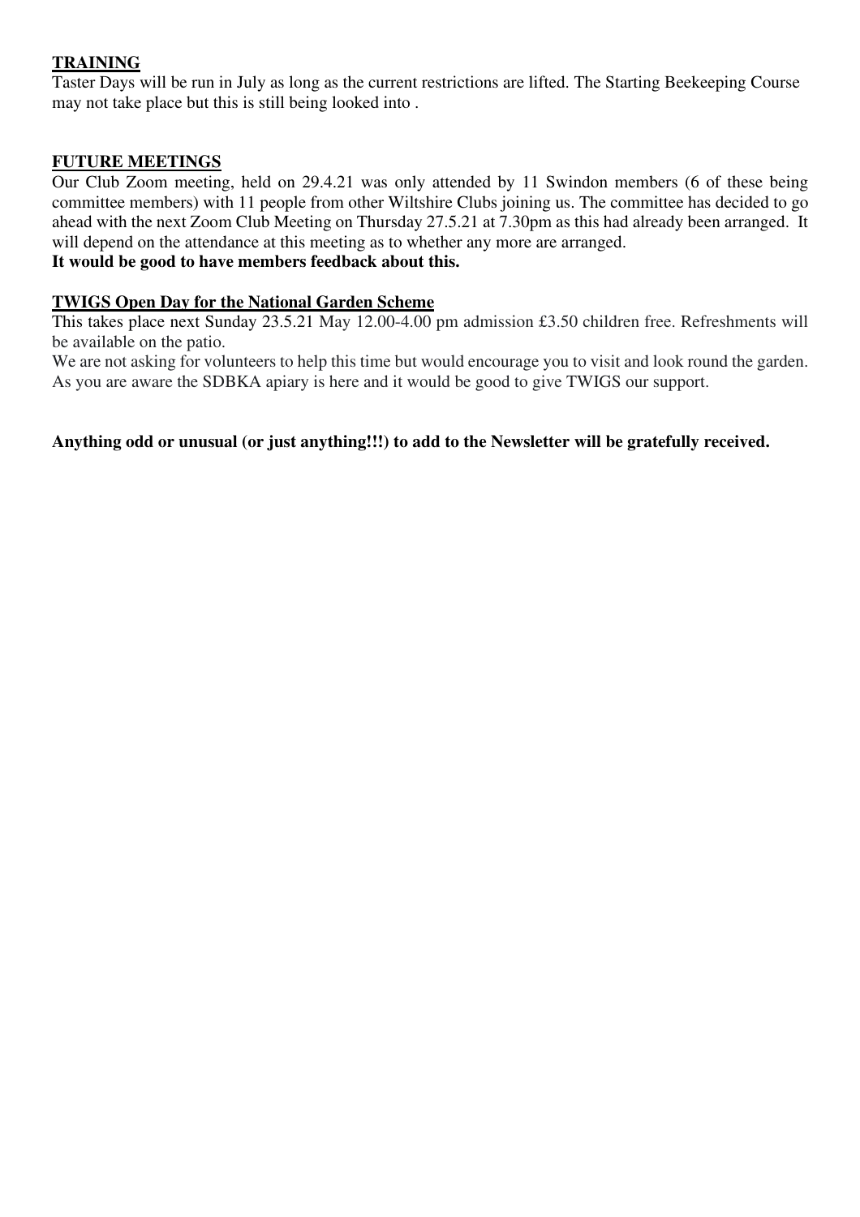**TRAINING**

Taster Days will be run in July as long as the current restrictions are lifted. The Starting Beekeeping Course may not take place but this is still being looked into .

**FUTURE MEETINGS**

Our Club Zoom meeting, held on 29.4.21 was only attended by 11 Swindon members (6 of these being committee members) with 11 people from other Wiltshire Clubs joining us. The committee has decided to go ahead with the next Zoom Club Meeting on Thursday 27.5.21 at 7.30pm as this had already been arranged. It will depend on the attendance at this meeting as to whether any more are arranged.

**It would be good to have members feedback about this.**

**TWIGS Open Day for the National Garden Scheme**

This takes place next Sunday 23.5.21 May 12.00-4.00 pm admission £3.50 children free. Refreshments will be available on the patio.

We are not asking for volunteers to help this time but would encourage you to visit and look round the garden. As you are aware the SDBKA apiary is here and it would be good to give TWIGS our support.

**Anything odd or unusual (or just anything!!!) to add to the Newsletter will be gratefully received.**